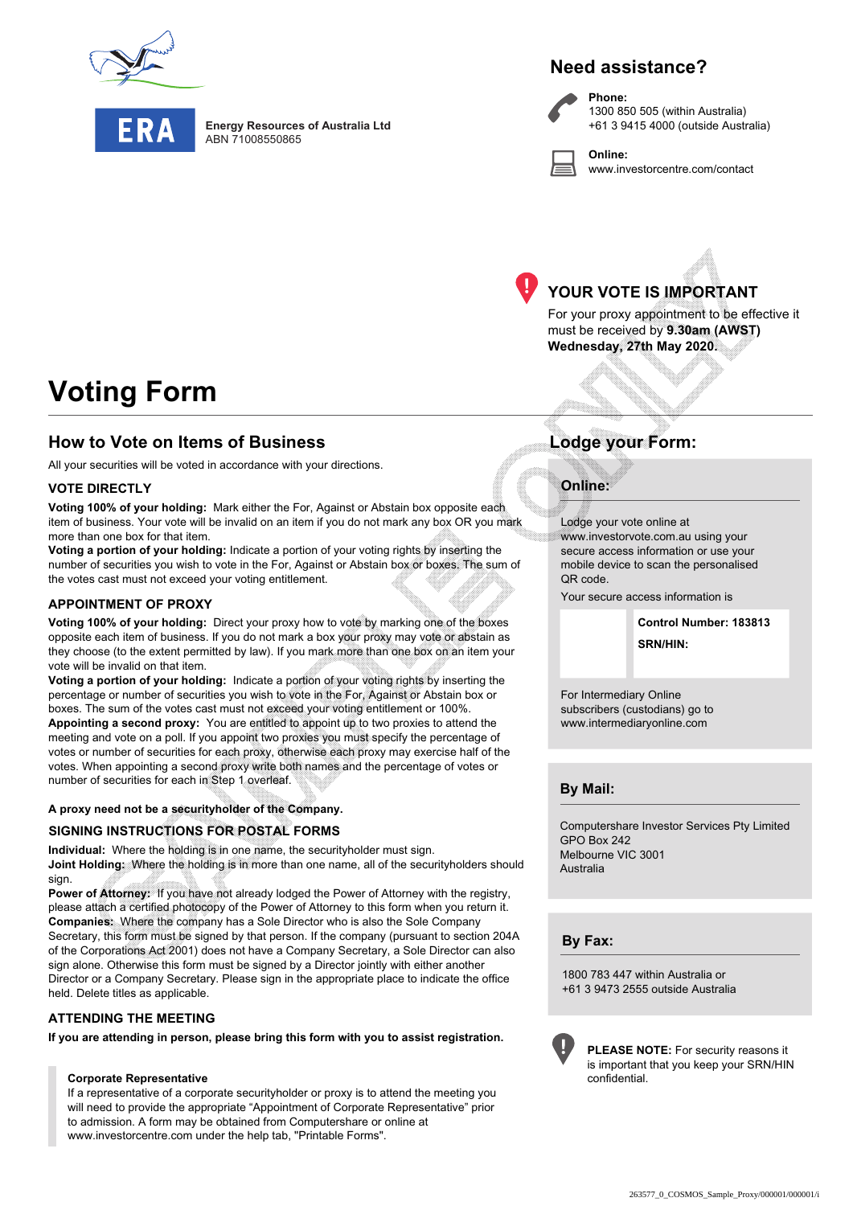**ERA**

**Energy Resources of Australia Ltd**
ABN 71008550865

## Need assistance?

**Phone:**
1300 850 505 (within Australia)
+61 3 9415 4000 (outside Australia)

**Online:**
www.investorcentre.com/contact

## YOUR VOTE IS IMPORTANT

For your proxy appointment to be effective it must be received by **9.30am (AWST) Wednesday, 27th May 2020.**

# Voting Form

## How to Vote on Items of Business

All your securities will be voted in accordance with your directions.

### VOTE DIRECTLY

**Voting 100% of your holding:** Mark either the For, Against or Abstain box opposite each item of business. Your vote will be invalid on an item if you do not mark any box OR you mark more than one box for that item.

**Voting a portion of your holding:** Indicate a portion of your voting rights by inserting the number of securities you wish to vote in the For, Against or Abstain box or boxes. The sum of the votes cast must not exceed your voting entitlement.

### APPOINTMENT OF PROXY

**Voting 100% of your holding:** Direct your proxy how to vote by marking one of the boxes opposite each item of business. If you do not mark a box your proxy may vote or abstain as they choose (to the extent permitted by law). If you mark more than one box on an item your vote will be invalid on that item.

**Voting a portion of your holding:** Indicate a portion of your voting rights by inserting the percentage or number of securities you wish to vote in the For, Against or Abstain box or boxes. The sum of the votes cast must not exceed your voting entitlement or 100%.

**Appointing a second proxy:** You are entitled to appoint up to two proxies to attend the meeting and vote on a poll. If you appoint two proxies you must specify the percentage of votes or number of securities for each proxy, otherwise each proxy may exercise half of the votes. When appointing a second proxy write both names and the percentage of votes or number of securities for each in Step 1 overleaf.

**A proxy need not be a securityholder of the Company.**

### SIGNING INSTRUCTIONS FOR POSTAL FORMS

**Individual:** Where the holding is in one name, the securityholder must sign.

**Joint Holding:** Where the holding is in more than one name, all of the securityholders should sign.

**Power of Attorney:** If you have not already lodged the Power of Attorney with the registry, please attach a certified photocopy of the Power of Attorney to this form when you return it.

**Companies:** Where the company has a Sole Director who is also the Sole Company Secretary, this form must be signed by that person. If the company (pursuant to section 204A of the Corporations Act 2001) does not have a Company Secretary, a Sole Director can also sign alone. Otherwise this form must be signed by a Director jointly with either another Director or a Company Secretary. Please sign in the appropriate place to indicate the office held. Delete titles as applicable.

### ATTENDING THE MEETING

**If you are attending in person, please bring this form with you to assist registration.**

**Corporate Representative**
If a representative of a corporate securityholder or proxy is to attend the meeting you will need to provide the appropriate "Appointment of Corporate Representative" prior to admission. A form may be obtained from Computershare or online at www.investorcentre.com under the help tab, "Printable Forms".

## Lodge your Form:

### Online:

Lodge your vote online at www.investorvote.com.au using your secure access information or use your mobile device to scan the personalised QR code.

Your secure access information is

**Control Number: 183813**

**SRN/HIN:**

For Intermediary Online subscribers (custodians) go to www.intermediaryonline.com

### By Mail:

Computershare Investor Services Pty Limited
GPO Box 242
Melbourne VIC 3001
Australia

### By Fax:

1800 783 447 within Australia or
+61 3 9473 2555 outside Australia

**PLEASE NOTE:** For security reasons it is important that you keep your SRN/HIN confidential.

SAMPLE ONLY

263577_0_COSMOS_Sample_Proxy/000001/000001/i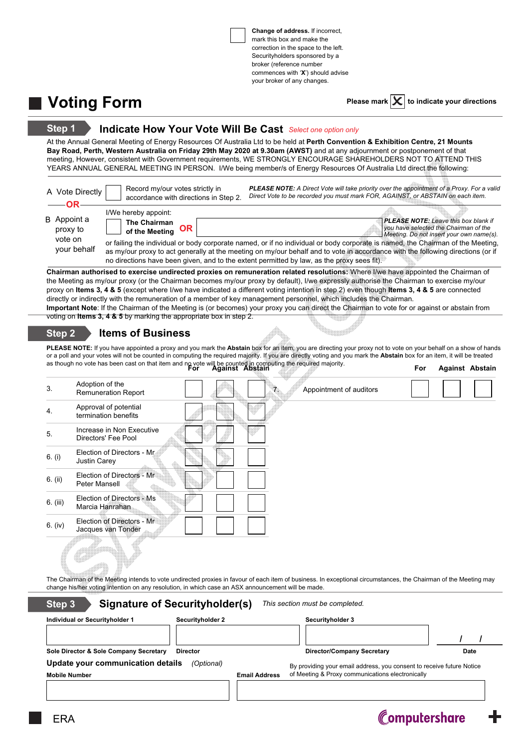Change of address. If incorrect, mark this box and make the correction in the space to the left. Securityholders sponsored by a broker (reference number commences with 'X') should advise your broker of any changes.

# Voting Form

Please mark ☒ to indicate your directions

## Step 1 Indicate How Your Vote Will Be Cast

*Select one option only*

At the Annual General Meeting of Energy Resources Of Australia Ltd to be held at **Perth Convention & Exhibition Centre, 21 Mounts Bay Road, Perth, Western Australia on Friday 29th May 2020 at 9.30am (AWST)** and at any adjournment or postponement of that meeting, However, consistent with Government requirements, WE STRONGLY ENCOURAGE SHAREHOLDERS NOT TO ATTEND THIS YEARS ANNUAL GENERAL MEETING IN PERSON. I/We being member/s of Energy Resources Of Australia Ltd direct the following:

A Vote Directly ☐ Record my/our votes strictly in accordance with directions in Step 2.

***PLEASE NOTE:** A Direct Vote will take priority over the appointment of a Proxy. For a valid Direct Vote to be recorded you must mark FOR, AGAINST, or ABSTAIN on each item.*

**OR**

B Appoint a proxy to vote on your behalf

I/We hereby appoint:

☐ **The Chairman of the Meeting** **OR** ____________________

***PLEASE NOTE:** Leave this box blank if you have selected the Chairman of the Meeting. Do not insert your own name(s).*

or failing the individual or body corporate named, or if no individual or body corporate is named, the Chairman of the Meeting, as my/our proxy to act generally at the meeting on my/our behalf and to vote in accordance with the following directions (or if no directions have been given, and to the extent permitted by law, as the proxy sees fit).

**Chairman authorised to exercise undirected proxies on remuneration related resolutions:** Where I/we have appointed the Chairman of the Meeting as my/our proxy (or the Chairman becomes my/our proxy by default), I/we expressly authorise the Chairman to exercise my/our proxy on **Items 3, 4 & 5** (except where I/we have indicated a different voting intention in step 2) even though **Items 3, 4 & 5** are connected directly or indirectly with the remuneration of a member of key management personnel, which includes the Chairman.

**Important Note**: If the Chairman of the Meeting is (or becomes) your proxy you can direct the Chairman to vote for or against or abstain from voting on **Items 3, 4 & 5** by marking the appropriate box in step 2.

## Step 2 Items of Business

**PLEASE NOTE:** If you have appointed a proxy and you mark the **Abstain** box for an item, you are directing your proxy not to vote on your behalf on a show of hands or a poll and your votes will not be counted in computing the required majority. If you are directly voting and you mark the **Abstain** box for an item, it will be treated as though no vote has been cast on that item and no vote will be counted in computing the required majority.

| | | For | Against | Abstain |
|---|---|---|---|---|
| 3. | Adoption of the Remuneration Report | ☐ | ☐ | ☐ |
| 4. | Approval of potential termination benefits | ☐ | ☐ | ☐ |
| 5. | Increase in Non Executive Directors' Fee Pool | ☐ | ☐ | ☐ |
| 6. (i) | Election of Directors - Mr Justin Carey | ☐ | ☐ | ☐ |
| 6. (ii) | Election of Directors - Mr Peter Mansell | ☐ | ☐ | ☐ |
| 6. (iii) | Election of Directors - Ms Marcia Hanrahan | ☐ | ☐ | ☐ |
| 6. (iv) | Election of Directors - Mr Jacques van Tonder | ☐ | ☐ | ☐ |
| 7. | Appointment of auditors | ☐ | ☐ | ☐ |

The Chairman of the Meeting intends to vote undirected proxies in favour of each item of business. In exceptional circumstances, the Chairman of the Meeting may change his/her voting intention on any resolution, in which case an ASX announcement will be made.

## Step 3 Signature of Securityholder(s)

*This section must be completed.*

| Individual or Securityholder 1 | Securityholder 2 | Securityholder 3 | |
|---|---|---|---|
| | | | / / |
| Sole Director & Sole Company Secretary | Director | Director/Company Secretary | Date |

**Update your communication details** *(Optional)*

By providing your email address, you consent to receive future Notice of Meeting & Proxy communications electronically

| Mobile Number | Email Address |
|---|---|
| | |

ERA

Computershare